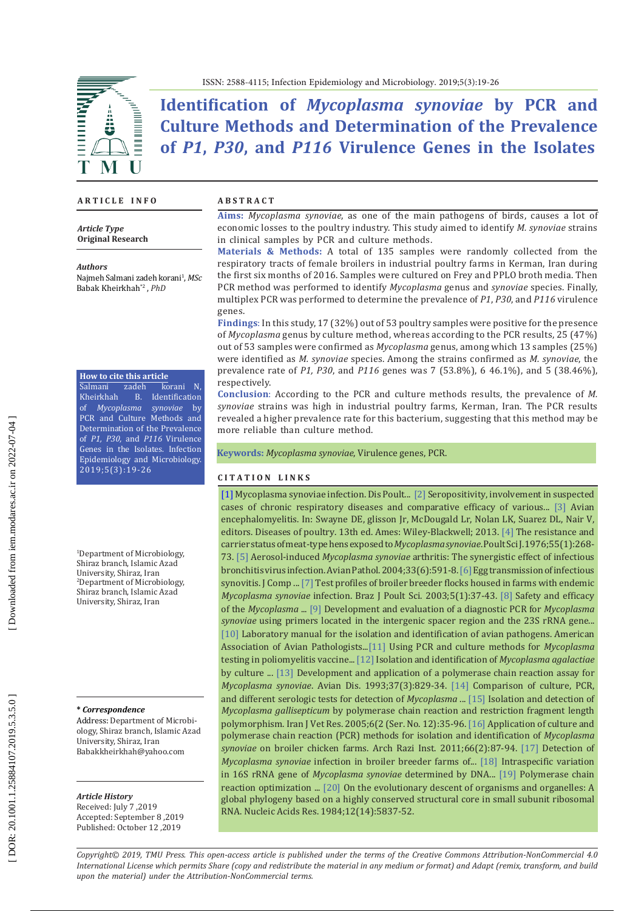# Identification of *Mycoplasma synoviae* by PCR and Culture Methods and Determination of the Prevalence of *P1*, *P30*, and *P116* Virulence Genes in the Isolates

## ARTICLE INFO

***Article Type***
**Original Research**

***Authors***
Najmeh Salmani zadeh korani[1], *MSc*
Babak Kheirkhah*[2], *PhD*

**How to cite this article**
Salmani zadeh korani N, Kheirkhah B. Identification of *Mycoplasma synoviae* by PCR and Culture Methods and Determination of the Prevalence of *P1, P30,* and *P116* Virulence Genes in the Isolates. Infection Epidemiology and Microbiology. 2019;5(3):19-26

[1]Department of Microbiology, Shiraz branch, Islamic Azad University, Shiraz, Iran
[2]Department of Microbiology, Shiraz branch, Islamic Azad University, Shiraz, Iran

***\* Correspondence***
Address: Department of Microbiology, Shiraz branch, Islamic Azad University, Shiraz, Iran
Babakkheirkhah@yahoo.com

***Article History***
Received: July 7 ,2019
Accepted: September 8 ,2019
Published: October 12 ,2019

## ABSTRACT

**Aims:** *Mycoplasma synoviae*, as one of the main pathogens of birds, causes a lot of economic losses to the poultry industry. This study aimed to identify *M. synoviae* strains in clinical samples by PCR and culture methods.

**Materials & Methods:** A total of 135 samples were randomly collected from the respiratory tracts of female broilers in industrial poultry farms in Kerman, Iran during the first six months of 2016. Samples were cultured on Frey and PPLO broth media. Then PCR method was performed to identify *Mycoplasma* genus and *synoviae* species. Finally, multiplex PCR was performed to determine the prevalence of *P1*, *P30*, and *P116* virulence genes.

**Findings**: In this study, 17 (32%) out of 53 poultry samples were positive for the presence of *Mycoplasma* genus by culture method, whereas according to the PCR results, 25 (47%) out of 53 samples were confirmed as *Mycoplasma* genus, among which 13 samples (25%) were identified as *M. synoviae* species. Among the strains confirmed as *M. synoviae*, the prevalence rate of *P1, P30*, and *P116* genes was 7 (53.8%), 6 46.1%), and 5 (38.46%), respectively.

**Conclusion**: According to the PCR and culture methods results, the prevalence of *M. synoviae* strains was high in industrial poultry farms, Kerman, Iran. The PCR results revealed a higher prevalence rate for this bacterium, suggesting that this method may be more reliable than culture method.

**Keywords:** *Mycoplasma synoviae*, Virulence genes, PCR.

## CITATION LINKS

[1] Mycoplasma synoviae infection. Dis Poult... [2] Seropositivity, involvement in suspected cases of chronic respiratory diseases and comparative efficacy of various... [3] Avian encephalomyelitis. In: Swayne DE, glisson Jr, McDougald Lr, Nolan LK, Suarez DL, Nair V, editors. Diseases of poultry. 13th ed. Ames: Wiley-Blackwell; 2013. [4] The resistance and carrier status of meat-type hens exposed to *Mycoplasma synoviae*. Poult Sci J. 1976;55(1):268-73. [5] Aerosol-induced *Mycoplasma synoviae* arthritis: The synergistic effect of infectious bronchitis virus infection. Avian Pathol. 2004;33(6):591-8. [6] Egg transmission of infectious synovitis. J Comp ... [7] Test profiles of broiler breeder flocks housed in farms with endemic *Mycoplasma synoviae* infection. Braz J Poult Sci. 2003;5(1):37-43. [8] Safety and efficacy of the *Mycoplasma* ... [9] Development and evaluation of a diagnostic PCR for *Mycoplasma synoviae* using primers located in the intergenic spacer region and the 23S rRNA gene... [10] Laboratory manual for the isolation and identification of avian pathogens. American Association of Avian Pathologists...[11] Using PCR and culture methods for *Mycoplasma* testing in poliomyelitis vaccine... [12] Isolation and identification of *Mycoplasma agalactiae* by culture ... [13] Development and application of a polymerase chain reaction assay for *Mycoplasma synoviae*. Avian Dis. 1993;37(3):829-34. [14] Comparison of culture, PCR, and different serologic tests for detection of *Mycoplasma* ... [15] Isolation and detection of *Mycoplasma gallisepticum* by polymerase chain reaction and restriction fragment length polymorphism. Iran J Vet Res. 2005;6(2 (Ser. No. 12):35-96. [16] Application of culture and polymerase chain reaction (PCR) methods for isolation and identification of *Mycoplasma synoviae* on broiler chicken farms. Arch Razi Inst. 2011;66(2):87-94. [17] Detection of *Mycoplasma synoviae* infection in broiler breeder farms of... [18] Intraspecific variation in 16S rRNA gene of *Mycoplasma synoviae* determined by DNA... [19] Polymerase chain reaction optimization ... [20] On the evolutionary descent of organisms and organelles: A global phylogeny based on a highly conserved structural core in small subunit ribosomal RNA. Nucleic Acids Res. 1984;12(14):5837-52.

*Copyright© 2019, TMU Press. This open-access article is published under the terms of the Creative Commons Attribution-NonCommercial 4.0 International License which permits Share (copy and redistribute the material in any medium or format) and Adapt (remix, transform, and build upon the material) under the Attribution-NonCommercial terms.*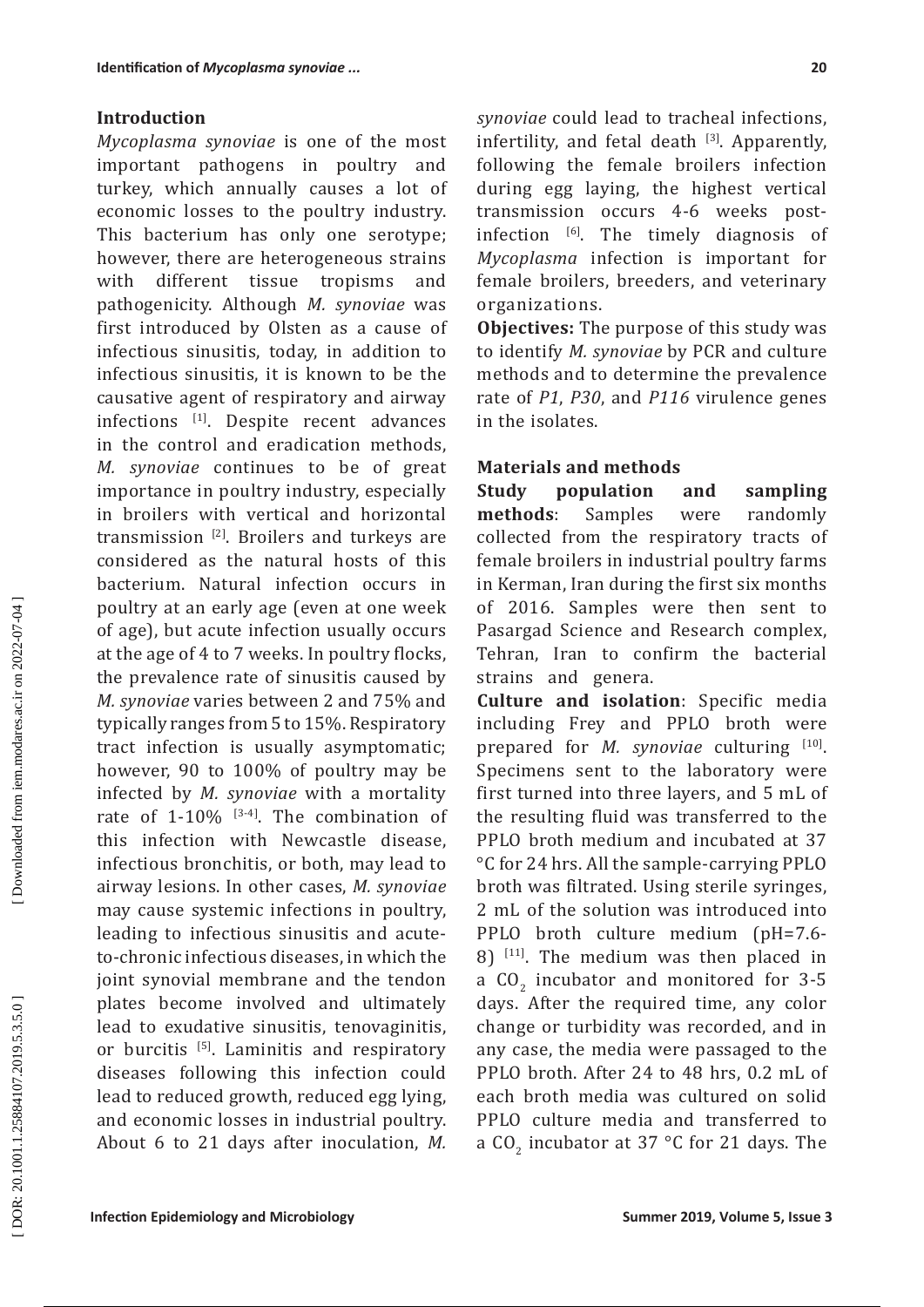## Introduction

*Mycoplasma synoviae* is one of the most important pathogens in poultry and turkey, which annually causes a lot of economic losses to the poultry industry. This bacterium has only one serotype; however, there are heterogeneous strains with different tissue tropisms and pathogenicity. Although *M. synoviae* was first introduced by Olsten as a cause of infectious sinusitis, today, in addition to infectious sinusitis, it is known to be the causative agent of respiratory and airway infections [1]. Despite recent advances in the control and eradication methods, *M. synoviae* continues to be of great importance in poultry industry, especially in broilers with vertical and horizontal transmission [2]. Broilers and turkeys are considered as the natural hosts of this bacterium. Natural infection occurs in poultry at an early age (even at one week of age), but acute infection usually occurs at the age of 4 to 7 weeks. In poultry flocks, the prevalence rate of sinusitis caused by *M. synoviae* varies between 2 and 75% and typically ranges from 5 to 15%. Respiratory tract infection is usually asymptomatic; however, 90 to 100% of poultry may be infected by *M. synoviae* with a mortality rate of 1-10% [3-4]. The combination of this infection with Newcastle disease, infectious bronchitis, or both, may lead to airway lesions. In other cases, *M. synoviae* may cause systemic infections in poultry, leading to infectious sinusitis and acute-to-chronic infectious diseases, in which the joint synovial membrane and the tendon plates become involved and ultimately lead to exudative sinusitis, tenovaginitis, or burcitis [5]. Laminitis and respiratory diseases following this infection could lead to reduced growth, reduced egg lying, and economic losses in industrial poultry. About 6 to 21 days after inoculation, *M. synoviae* could lead to tracheal infections, infertility, and fetal death [3]. Apparently, following the female broilers infection during egg laying, the highest vertical transmission occurs 4-6 weeks post-infection [6]. The timely diagnosis of *Mycoplasma* infection is important for female broilers, breeders, and veterinary organizations.

**Objectives:** The purpose of this study was to identify *M. synoviae* by PCR and culture methods and to determine the prevalence rate of *P1*, *P30*, and *P116* virulence genes in the isolates.

## Materials and methods

**Study population and sampling methods**: Samples were randomly collected from the respiratory tracts of female broilers in industrial poultry farms in Kerman, Iran during the first six months of 2016. Samples were then sent to Pasargad Science and Research complex, Tehran, Iran to confirm the bacterial strains and genera.

**Culture and isolation**: Specific media including Frey and PPLO broth were prepared for *M. synoviae* culturing [10]. Specimens sent to the laboratory were first turned into three layers, and 5 mL of the resulting fluid was transferred to the PPLO broth medium and incubated at 37 °C for 24 hrs. All the sample-carrying PPLO broth was filtrated. Using sterile syringes, 2 mL of the solution was introduced into PPLO broth culture medium (pH=7.6-8) [11]. The medium was then placed in a $CO_2$ incubator and monitored for 3-5 days. After the required time, any color change or turbidity was recorded, and in any case, the media were passaged to the PPLO broth. After 24 to 48 hrs, 0.2 mL of each broth media was cultured on solid PPLO culture media and transferred to a $CO_2$ incubator at 37 °C for 21 days. The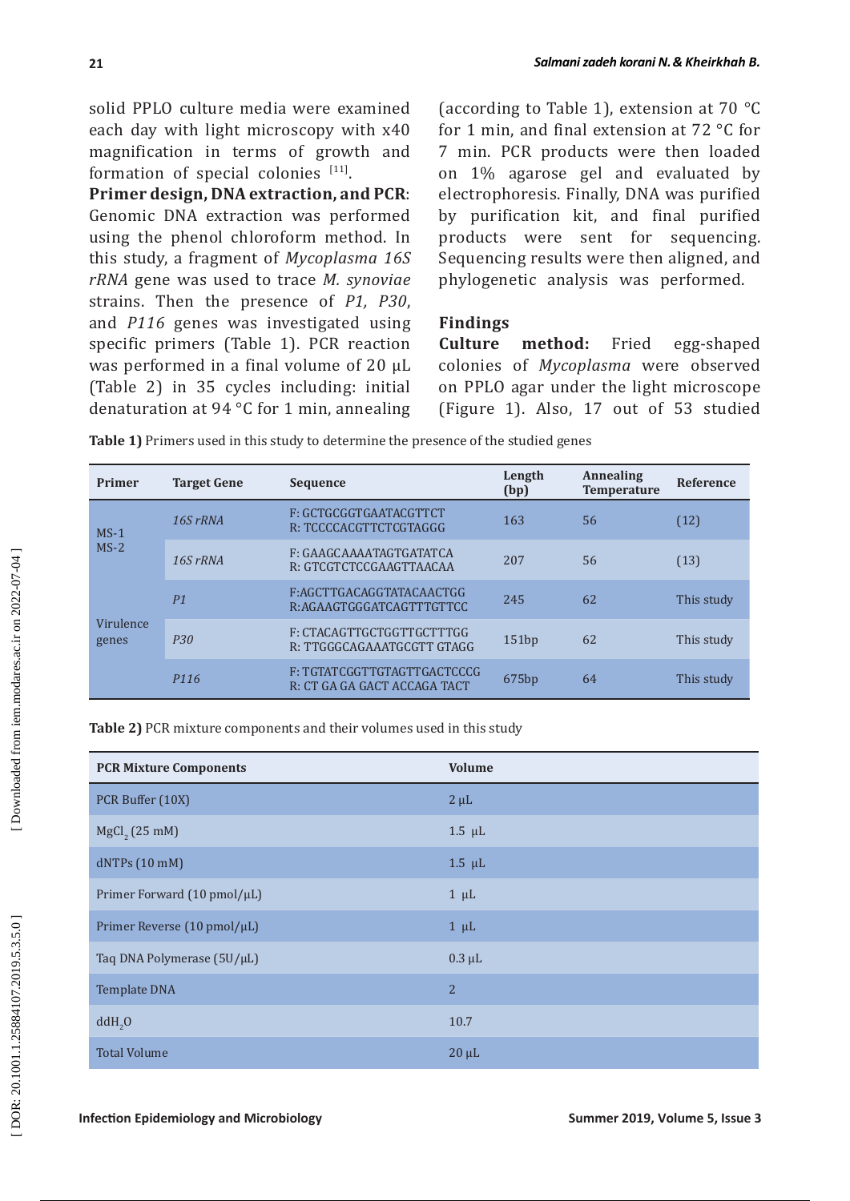solid PPLO culture media were examined each day with light microscopy with x40 magnification in terms of growth and formation of special colonies [11].

**Primer design, DNA extraction, and PCR**: Genomic DNA extraction was performed using the phenol chloroform method. In this study, a fragment of *Mycoplasma 16S rRNA* gene was used to trace *M. synoviae* strains. Then the presence of *P1, P30*, and *P116* genes was investigated using specific primers (Table 1). PCR reaction was performed in a final volume of 20 µL (Table 2) in 35 cycles including: initial denaturation at 94 °C for 1 min, annealing (according to Table 1), extension at 70 °C for 1 min, and final extension at 72 °C for 7 min. PCR products were then loaded on 1% agarose gel and evaluated by electrophoresis. Finally, DNA was purified by purification kit, and final purified products were sent for sequencing. Sequencing results were then aligned, and phylogenetic analysis was performed.

## Findings

**Culture method:** Fried egg-shaped colonies of *Mycoplasma* were observed on PPLO agar under the light microscope (Figure 1). Also, 17 out of 53 studied

**Table 1)** Primers used in this study to determine the presence of the studied genes

| Primer | Target Gene | Sequence | Length (bp) | Annealing Temperature | Reference |
|---|---|---|---|---|---|
| MS-1 MS-2 | *16S rRNA* | F: GCTGCGGTGAATACGTTCT R: TCCCCACGTTCTCGTAGGG | 163 | 56 | (12) |
| | *16S rRNA* | F: GAAGCAAAATAGTGATATCA R: GTCGTCTCCGAAGTTAACAA | 207 | 56 | (13) |
| Virulence genes | *P1* | F:AGCTTGACAGGTATACAACTGG R:AGAAGTGGGATCAGTTTGTTCC | 245 | 62 | This study |
| | *P30* | F: CTACAGTTGCTGGTTGCTTTGG R: TTGGGCAGAAATGCGTT GTAGG | 151bp | 62 | This study |
| | *P116* | F: TGTATCGGTTGTAGTTGACTCCCG R: CT GA GA GACT ACCAGA TACT | 675bp | 64 | This study |

**Table 2)** PCR mixture components and their volumes used in this study

| PCR Mixture Components | Volume |
|---|---|
| PCR Buffer (10X) | 2 µL |
| $MgCl_2$ (25 mM) | 1.5 µL |
| dNTPs (10 mM) | 1.5 µL |
| Primer Forward (10 pmol/µL) | 1 µL |
| Primer Reverse (10 pmol/µL) | 1 µL |
| Taq DNA Polymerase (5U/µL) | 0.3 µL |
| Template DNA | 2 |
| $ddH_2O$ | 10.7 |
| Total Volume | 20 µL |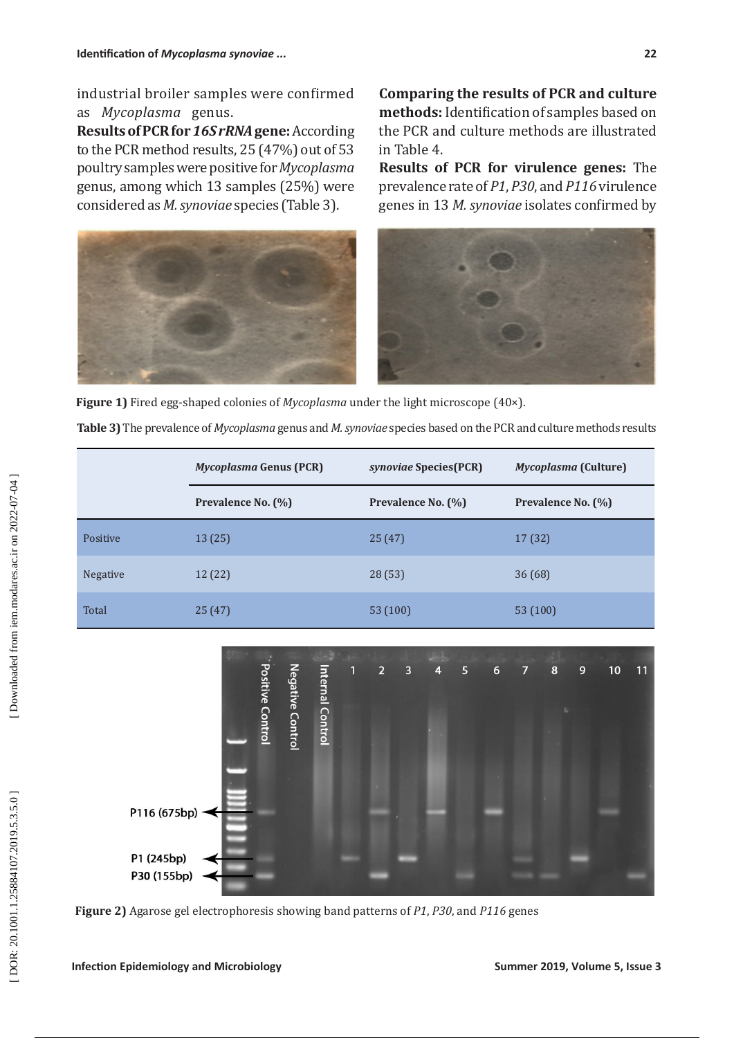industrial broiler samples were confirmed as *Mycoplasma* genus.

**Results of PCR for *16S rRNA* gene:** According to the PCR method results, 25 (47%) out of 53 poultry samples were positive for *Mycoplasma* genus, among which 13 samples (25%) were considered as *M. synoviae* species (Table 3).

**Comparing the results of PCR and culture methods:** Identification of samples based on the PCR and culture methods are illustrated in Table 4.

**Results of PCR for virulence genes:** The prevalence rate of *P1*, *P30*, and *P116* virulence genes in 13 *M. synoviae* isolates confirmed by

**Figure 1)** Fired egg-shaped colonies of *Mycoplasma* under the light microscope (40×).

**Table 3)** The prevalence of *Mycoplasma* genus and *M. synoviae* species based on the PCR and culture methods results

| | *Mycoplasma* Genus (PCR) | *synoviae* Species(PCR) | *Mycoplasma* (Culture) |
|---|---|---|---|
| | Prevalence No. (%) | Prevalence No. (%) | Prevalence No. (%) |
| Positive | 13 (25) | 25 (47) | 17 (32) |
| Negative | 12 (22) | 28 (53) | 36 (68) |
| Total | 25 (47) | 53 (100) | 53 (100) |

**Figure 2)** Agarose gel electrophoresis showing band patterns of *P1*, *P30*, and *P116* genes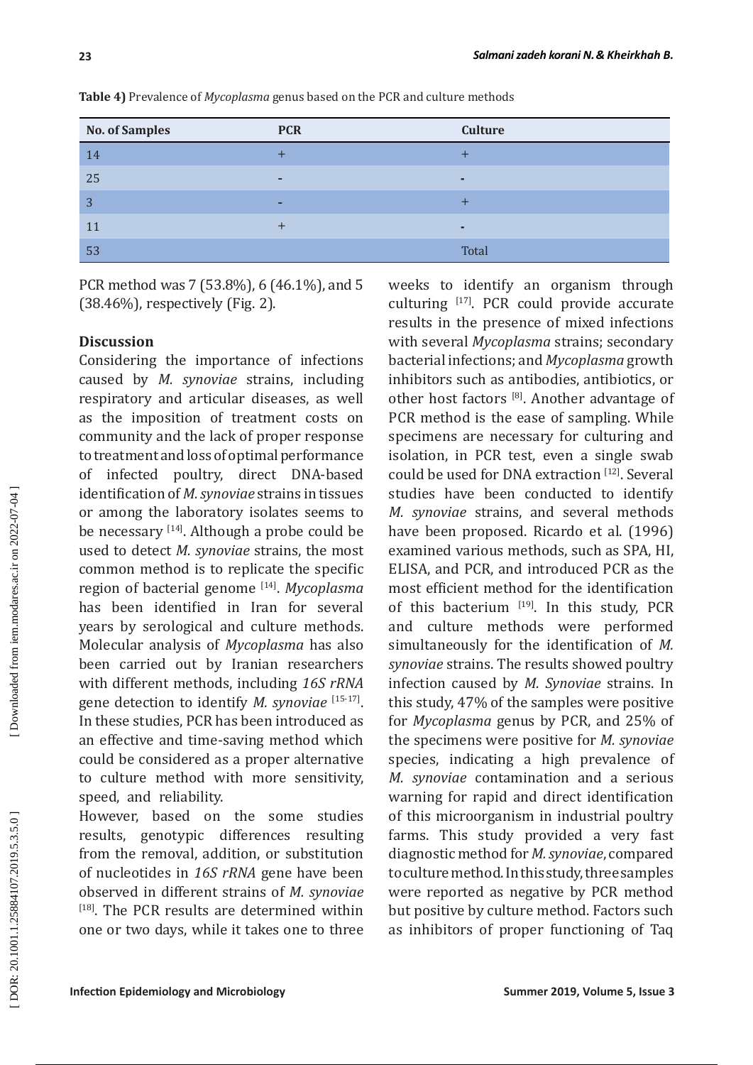**Table 4)** Prevalence of *Mycoplasma* genus based on the PCR and culture methods

| No. of Samples | PCR | Culture |
|---|---|---|
| 14 | + | + |
| 25 | - | - |
| 3 | - | + |
| 11 | + | - |
| 53 | | Total |

PCR method was 7 (53.8%), 6 (46.1%), and 5 (38.46%), respectively (Fig. 2).

## Discussion

Considering the importance of infections caused by *M. synoviae* strains, including respiratory and articular diseases, as well as the imposition of treatment costs on community and the lack of proper response to treatment and loss of optimal performance of infected poultry, direct DNA-based identification of *M. synoviae* strains in tissues or among the laboratory isolates seems to be necessary [14]. Although a probe could be used to detect *M. synoviae* strains, the most common method is to replicate the specific region of bacterial genome [14]. *Mycoplasma* has been identified in Iran for several years by serological and culture methods. Molecular analysis of *Mycoplasma* has also been carried out by Iranian researchers with different methods, including *16S rRNA* gene detection to identify *M. synoviae* [15-17]. In these studies, PCR has been introduced as an effective and time-saving method which could be considered as a proper alternative to culture method with more sensitivity, speed, and reliability.

However, based on the some studies results, genotypic differences resulting from the removal, addition, or substitution of nucleotides in *16S rRNA* gene have been observed in different strains of *M. synoviae* [18]. The PCR results are determined within one or two days, while it takes one to three weeks to identify an organism through culturing [17]. PCR could provide accurate results in the presence of mixed infections with several *Mycoplasma* strains; secondary bacterial infections; and *Mycoplasma* growth inhibitors such as antibodies, antibiotics, or other host factors [8]. Another advantage of PCR method is the ease of sampling. While specimens are necessary for culturing and isolation, in PCR test, even a single swab could be used for DNA extraction [12]. Several studies have been conducted to identify *M. synoviae* strains, and several methods have been proposed. Ricardo et al. (1996) examined various methods, such as SPA, HI, ELISA, and PCR, and introduced PCR as the most efficient method for the identification of this bacterium [19]. In this study, PCR and culture methods were performed simultaneously for the identification of *M. synoviae* strains. The results showed poultry infection caused by *M. Synoviae* strains. In this study, 47% of the samples were positive for *Mycoplasma* genus by PCR, and 25% of the specimens were positive for *M. synoviae* species, indicating a high prevalence of *M. synoviae* contamination and a serious warning for rapid and direct identification of this microorganism in industrial poultry farms. This study provided a very fast diagnostic method for *M. synoviae*, compared to culture method. In this study, three samples were reported as negative by PCR method but positive by culture method. Factors such as inhibitors of proper functioning of Taq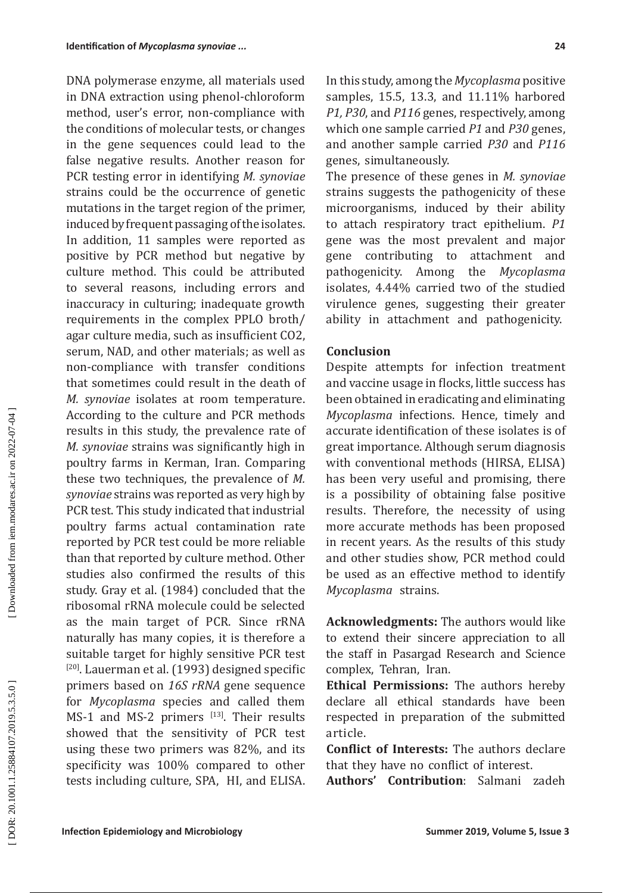DNA polymerase enzyme, all materials used in DNA extraction using phenol-chloroform method, user's error, non-compliance with the conditions of molecular tests, or changes in the gene sequences could lead to the false negative results. Another reason for PCR testing error in identifying *M. synoviae* strains could be the occurrence of genetic mutations in the target region of the primer, induced by frequent passaging of the isolates. In addition, 11 samples were reported as positive by PCR method but negative by culture method. This could be attributed to several reasons, including errors and inaccuracy in culturing; inadequate growth requirements in the complex PPLO broth/agar culture media, such as insufficient $CO_2$, serum, NAD, and other materials; as well as non-compliance with transfer conditions that sometimes could result in the death of *M. synoviae* isolates at room temperature. According to the culture and PCR methods results in this study, the prevalence rate of *M. synoviae* strains was significantly high in poultry farms in Kerman, Iran. Comparing these two techniques, the prevalence of *M. synoviae* strains was reported as very high by PCR test. This study indicated that industrial poultry farms actual contamination rate reported by PCR test could be more reliable than that reported by culture method. Other studies also confirmed the results of this study. Gray et al. (1984) concluded that the ribosomal rRNA molecule could be selected as the main target of PCR. Since rRNA naturally has many copies, it is therefore a suitable target for highly sensitive PCR test [20]. Lauerman et al. (1993) designed specific primers based on *16S rRNA* gene sequence for *Mycoplasma* species and called them MS-1 and MS-2 primers [13]. Their results showed that the sensitivity of PCR test using these two primers was 82%, and its specificity was 100% compared to other tests including culture, SPA, HI, and ELISA.

In this study, among the *Mycoplasma* positive samples, 15.5, 13.3, and 11.11% harbored *P1, P30*, and *P116* genes, respectively, among which one sample carried *P1* and *P30* genes, and another sample carried *P30* and *P116* genes, simultaneously.

The presence of these genes in *M. synoviae* strains suggests the pathogenicity of these microorganisms, induced by their ability to attach respiratory tract epithelium. *P1* gene was the most prevalent and major gene contributing to attachment and pathogenicity. Among the *Mycoplasma* isolates, 4.44% carried two of the studied virulence genes, suggesting their greater ability in attachment and pathogenicity.

## Conclusion

Despite attempts for infection treatment and vaccine usage in flocks, little success has been obtained in eradicating and eliminating *Mycoplasma* infections. Hence, timely and accurate identification of these isolates is of great importance. Although serum diagnosis with conventional methods (HIRSA, ELISA) has been very useful and promising, there is a possibility of obtaining false positive results. Therefore, the necessity of using more accurate methods has been proposed in recent years. As the results of this study and other studies show, PCR method could be used as an effective method to identify *Mycoplasma* strains.

**Acknowledgments:** The authors would like to extend their sincere appreciation to all the staff in Pasargad Research and Science complex, Tehran, Iran.

**Ethical Permissions:** The authors hereby declare all ethical standards have been respected in preparation of the submitted article.

**Conflict of Interests:** The authors declare that they have no conflict of interest.

**Authors' Contribution**: Salmani zadeh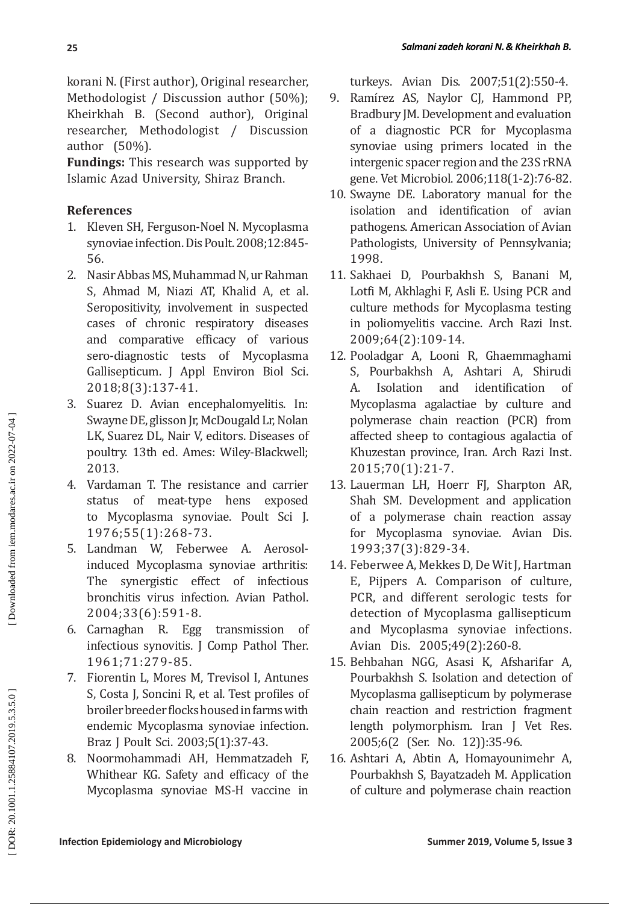korani N. (First author), Original researcher, Methodologist / Discussion author (50%); Kheirkhah B. (Second author), Original researcher, Methodologist / Discussion author (50%).

**Fundings:** This research was supported by Islamic Azad University, Shiraz Branch.

### References

1. Kleven SH, Ferguson-Noel N. Mycoplasma synoviae infection. Dis Poult. 2008;12:845-56.
2. Nasir Abbas MS, Muhammad N, ur Rahman S, Ahmad M, Niazi AT, Khalid A, et al. Seropositivity, involvement in suspected cases of chronic respiratory diseases and comparative efficacy of various sero-diagnostic tests of Mycoplasma Gallisepticum. J Appl Environ Biol Sci. 2018;8(3):137-41.
3. Suarez D. Avian encephalomyelitis. In: Swayne DE, glisson Jr, McDougald Lr, Nolan LK, Suarez DL, Nair V, editors. Diseases of poultry. 13th ed. Ames: Wiley-Blackwell; 2013.
4. Vardaman T. The resistance and carrier status of meat-type hens exposed to Mycoplasma synoviae. Poult Sci J. 1976;55(1):268-73.
5. Landman W, Feberwee A. Aerosol-induced Mycoplasma synoviae arthritis: The synergistic effect of infectious bronchitis virus infection. Avian Pathol. 2004;33(6):591-8.
6. Carnaghan R. Egg transmission of infectious synovitis. J Comp Pathol Ther. 1961;71:279-85.
7. Fiorentin L, Mores M, Trevisol I, Antunes S, Costa J, Soncini R, et al. Test profiles of broiler breeder flocks housed in farms with endemic Mycoplasma synoviae infection. Braz J Poult Sci. 2003;5(1):37-43.
8. Noormohammadi AH, Hemmatzadeh F, Whithear KG. Safety and efficacy of the Mycoplasma synoviae MS-H vaccine in turkeys. Avian Dis. 2007;51(2):550-4.
9. Ramírez AS, Naylor CJ, Hammond PP, Bradbury JM. Development and evaluation of a diagnostic PCR for Mycoplasma synoviae using primers located in the intergenic spacer region and the 23S rRNA gene. Vet Microbiol. 2006;118(1-2):76-82.
10. Swayne DE. Laboratory manual for the isolation and identification of avian pathogens. American Association of Avian Pathologists, University of Pennsylvania; 1998.
11. Sakhaei D, Pourbakhsh S, Banani M, Lotfi M, Akhlaghi F, Asli E. Using PCR and culture methods for Mycoplasma testing in poliomyelitis vaccine. Arch Razi Inst. 2009;64(2):109-14.
12. Pooladgar A, Looni R, Ghaemmaghami S, Pourbakhsh A, Ashtari A, Shirudi A. Isolation and identification of Mycoplasma agalactiae by culture and polymerase chain reaction (PCR) from affected sheep to contagious agalactia of Khuzestan province, Iran. Arch Razi Inst. 2015;70(1):21-7.
13. Lauerman LH, Hoerr FJ, Sharpton AR, Shah SM. Development and application of a polymerase chain reaction assay for Mycoplasma synoviae. Avian Dis. 1993;37(3):829-34.
14. Feberwee A, Mekkes D, De Wit J, Hartman E, Pijpers A. Comparison of culture, PCR, and different serologic tests for detection of Mycoplasma gallisepticum and Mycoplasma synoviae infections. Avian Dis. 2005;49(2):260-8.
15. Behbahan NGG, Asasi K, Afsharifar A, Pourbakhsh S. Isolation and detection of Mycoplasma gallisepticum by polymerase chain reaction and restriction fragment length polymorphism. Iran J Vet Res. 2005;6(2 (Ser. No. 12)):35-96.
16. Ashtari A, Abtin A, Homayounimehr A, Pourbakhsh S, Bayatzadeh M. Application of culture and polymerase chain reaction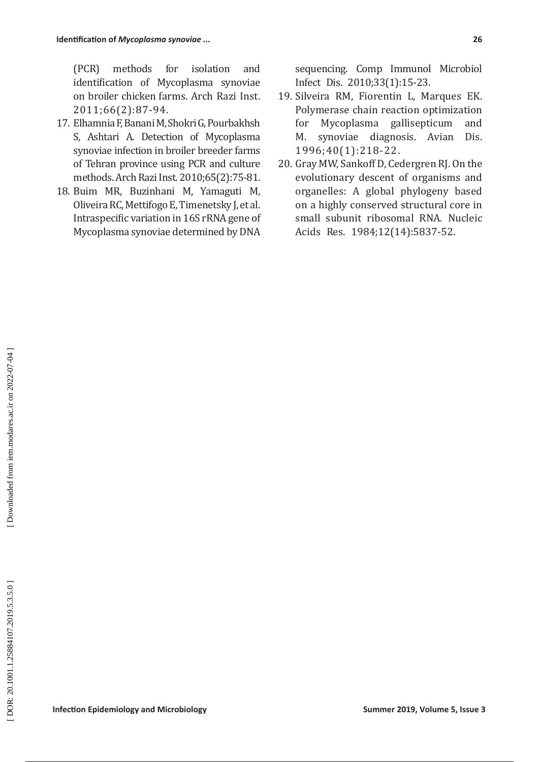(PCR) methods for isolation and identification of Mycoplasma synoviae on broiler chicken farms. Arch Razi Inst. 2011;66(2):87-94.

17. Elhamnia F, Banani M, Shokri G, Pourbakhsh S, Ashtari A. Detection of Mycoplasma synoviae infection in broiler breeder farms of Tehran province using PCR and culture methods. Arch Razi Inst. 2010;65(2):75-81.
18. Buim MR, Buzinhani M, Yamaguti M, Oliveira RC, Mettifogo E, Timenetsky J, et al. Intraspecific variation in 16S rRNA gene of Mycoplasma synoviae determined by DNA sequencing. Comp Immunol Microbiol Infect Dis. 2010;33(1):15-23.
19. Silveira RM, Fiorentin L, Marques EK. Polymerase chain reaction optimization for Mycoplasma gallisepticum and M. synoviae diagnosis. Avian Dis. 1996;40(1):218-22.
20. Gray MW, Sankoff D, Cedergren RJ. On the evolutionary descent of organisms and organelles: A global phylogeny based on a highly conserved structural core in small subunit ribosomal RNA. Nucleic Acids Res. 1984;12(14):5837-52.